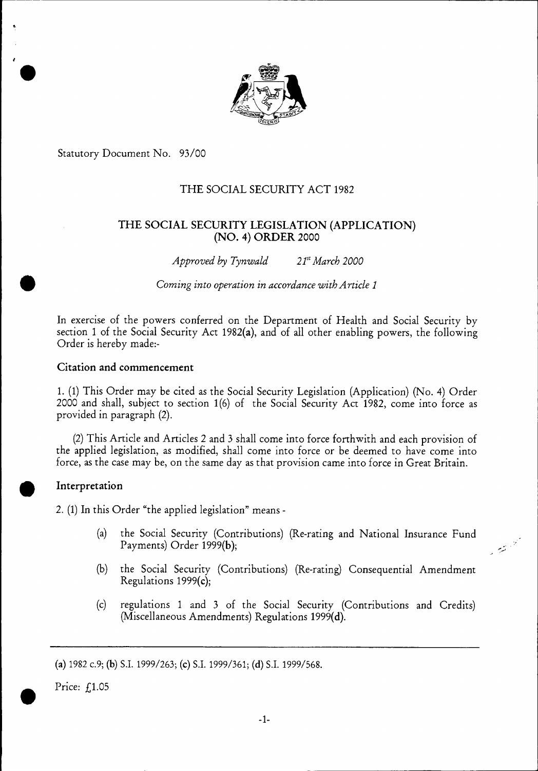Statutory Document No. 93/00

# THE SOCIAL SECURITY ACT 1982

## THE SOCIAL SECURITY LEGISLATION (APPLICATION) (NO. 4) ORDER 2000

*Approved by Tynwald* *21st March 2000*

*Coming into operation in accordance with Article 1*

In exercise of the powers conferred on the Department of Health and Social Security by section 1 of the Social Security Act 1982(**a**), and of all other enabling powers, the following Order is hereby made:-

### Citation and commencement

1. (1) This Order may be cited as the Social Security Legislation (Application) (No. 4) Order 2000 and shall, subject to section 1(6) of the Social Security Act 1982, come into force as provided in paragraph (2).

(2) This Article and Articles 2 and 3 shall come into force forthwith and each provision of the applied legislation, as modified, shall come into force or be deemed to have come into force, as the case may be, on the same day as that provision came into force in Great Britain.

### Interpretation

2. (1) In this Order "the applied legislation" means -

(a) the Social Security (Contributions) (Re-rating and National Insurance Fund Payments) Order 1999(**b**);

(b) the Social Security (Contributions) (Re-rating) Consequential Amendment Regulations 1999(**c**);

(c) regulations 1 and 3 of the Social Security (Contributions and Credits) (Miscellaneous Amendments) Regulations 1999(**d**).

---

(**a**) 1982 c.9; (**b**) S.I. 1999/263; (**c**) S.I. 1999/361; (**d**) S.I. 1999/568.

Price: £1.05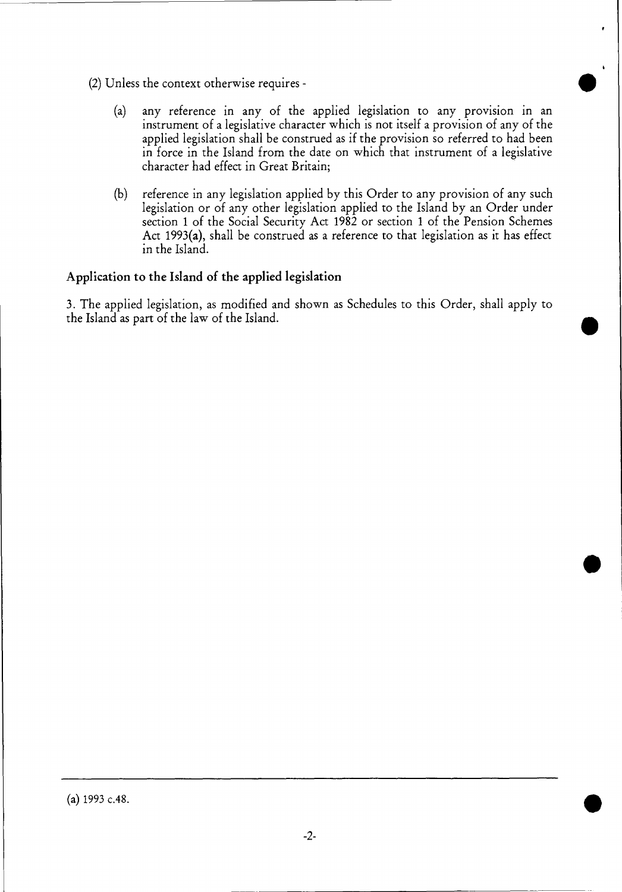(2) Unless the context otherwise requires -

(a) any reference in any of the applied legislation to any provision in an instrument of a legislative character which is not itself a provision of any of the applied legislation shall be construed as if the provision so referred to had been in force in the Island from the date on which that instrument of a legislative character had effect in Great Britain;

(b) reference in any legislation applied by this Order to any provision of any such legislation or of any other legislation applied to the Island by an Order under section 1 of the Social Security Act 1982 or section 1 of the Pension Schemes Act 1993(a), shall be construed as a reference to that legislation as it has effect in the Island.

**Application to the Island of the applied legislation**

3. The applied legislation, as modified and shown as Schedules to this Order, shall apply to the Island as part of the law of the Island.

---

(a) 1993 c.48.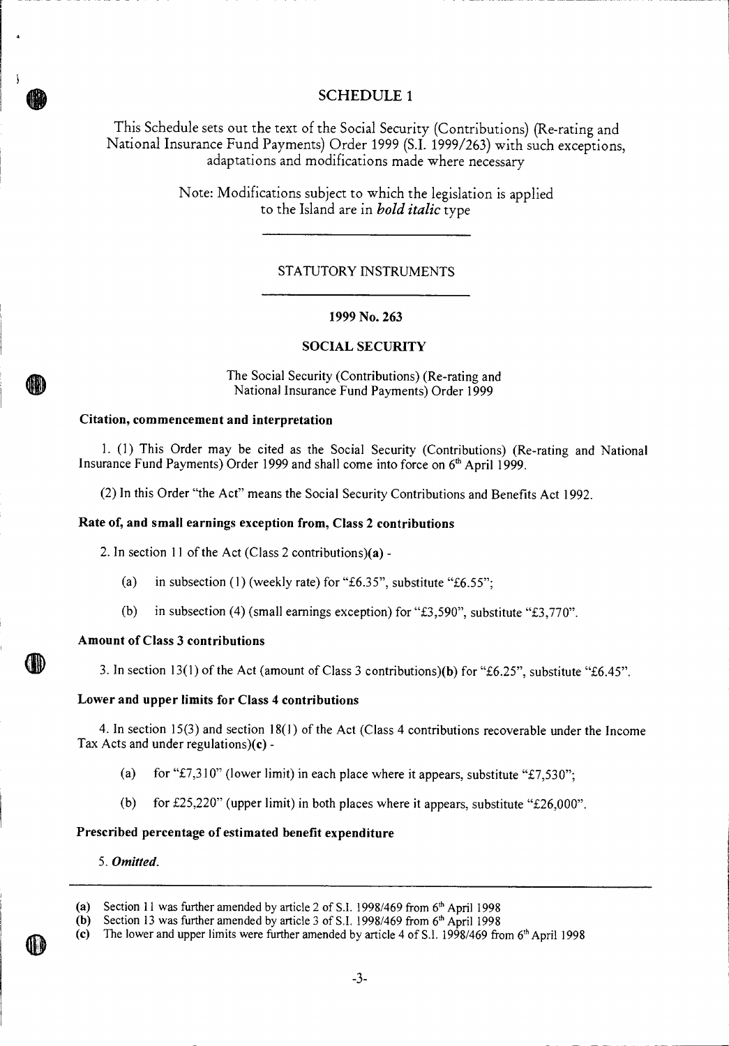# SCHEDULE 1

This Schedule sets out the text of the Social Security (Contributions) (Re-rating and National Insurance Fund Payments) Order 1999 (S.I. 1999/263) with such exceptions, adaptations and modifications made where necessary

Note: Modifications subject to which the legislation is applied to the Island are in ***bold italic*** type

---

STATUTORY INSTRUMENTS

---

**1999 No. 263**

**SOCIAL SECURITY**

The Social Security (Contributions) (Re-rating and National Insurance Fund Payments) Order 1999

### Citation, commencement and interpretation

1. (1) This Order may be cited as the Social Security (Contributions) (Re-rating and National Insurance Fund Payments) Order 1999 and shall come into force on 6th April 1999.

(2) In this Order "the Act" means the Social Security Contributions and Benefits Act 1992.

### Rate of, and small earnings exception from, Class 2 contributions

2. In section 11 of the Act (Class 2 contributions)**(a)** -

(a) in subsection (1) (weekly rate) for "£6.35", substitute "£6.55";

(b) in subsection (4) (small earnings exception) for "£3,590", substitute "£3,770".

### Amount of Class 3 contributions

3. In section 13(1) of the Act (amount of Class 3 contributions)**(b)** for "£6.25", substitute "£6.45".

### Lower and upper limits for Class 4 contributions

4. In section 15(3) and section 18(1) of the Act (Class 4 contributions recoverable under the Income Tax Acts and under regulations)**(c)** -

(a) for "£7,310" (lower limit) in each place where it appears, substitute "£7,530";

(b) for £25,220" (upper limit) in both places where it appears, substitute "£26,000".

### Prescribed percentage of estimated benefit expenditure

5. ***Omitted.***

---

**(a)** Section 11 was further amended by article 2 of S.I. 1998/469 from 6th April 1998

**(b)** Section 13 was further amended by article 3 of S.I. 1998/469 from 6th April 1998

**(c)** The lower and upper limits were further amended by article 4 of S.I. 1998/469 from 6th April 1998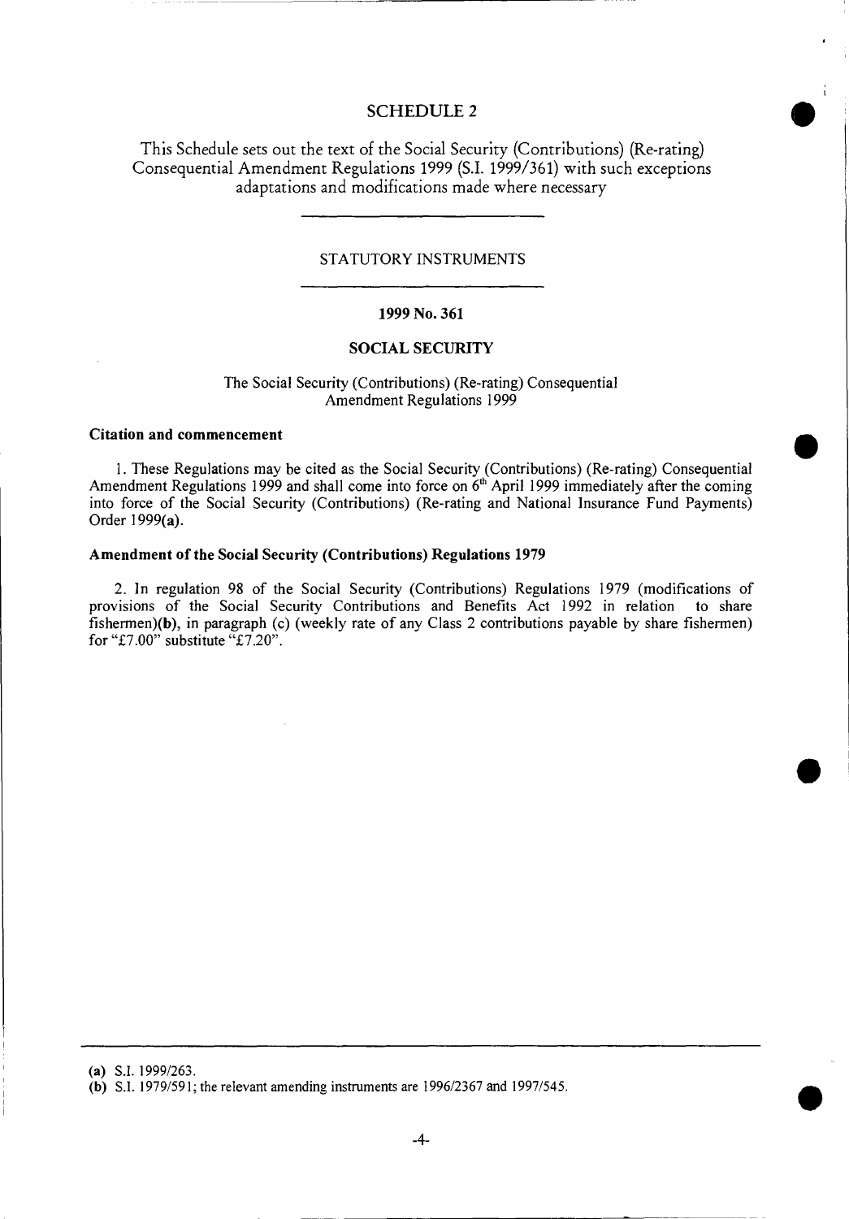# SCHEDULE 2

This Schedule sets out the text of the Social Security (Contributions) (Re-rating) Consequential Amendment Regulations 1999 (S.I. 1999/361) with such exceptions adaptations and modifications made where necessary

STATUTORY INSTRUMENTS

**1999 No. 361**

**SOCIAL SECURITY**

The Social Security (Contributions) (Re-rating) Consequential Amendment Regulations 1999

### Citation and commencement

1. These Regulations may be cited as the Social Security (Contributions) (Re-rating) Consequential Amendment Regulations 1999 and shall come into force on 6th April 1999 immediately after the coming into force of the Social Security (Contributions) (Re-rating and National Insurance Fund Payments) Order 1999**(a)**.

### Amendment of the Social Security (Contributions) Regulations 1979

2. In regulation 98 of the Social Security (Contributions) Regulations 1979 (modifications of provisions of the Social Security Contributions and Benefits Act 1992 in relation to share fishermen)**(b)**, in paragraph (c) (weekly rate of any Class 2 contributions payable by share fishermen) for "£7.00" substitute "£7.20".

---

**(a)** S.I. 1999/263.
**(b)** S.I. 1979/591; the relevant amending instruments are 1996/2367 and 1997/545.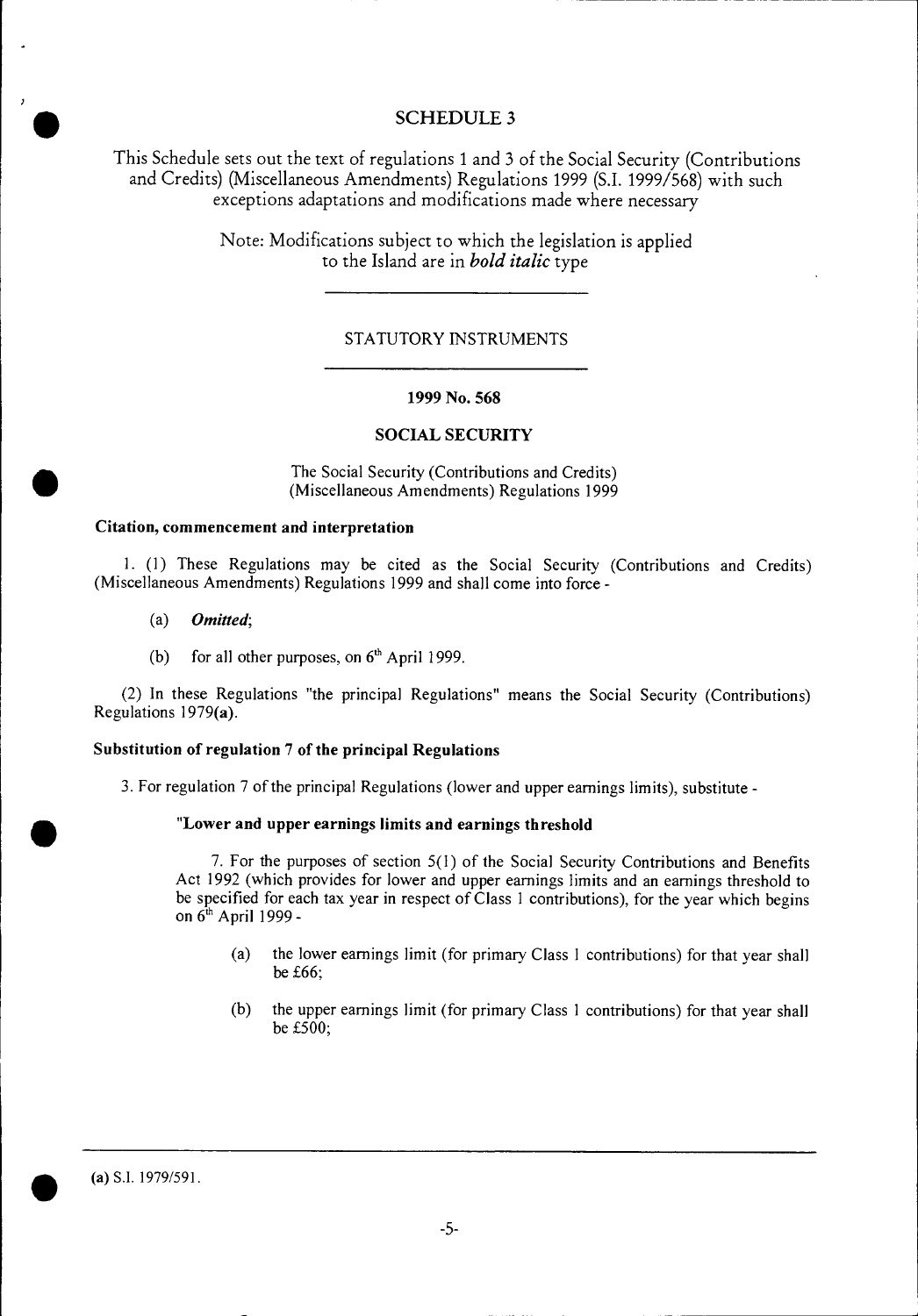# SCHEDULE 3

This Schedule sets out the text of regulations 1 and 3 of the Social Security (Contributions and Credits) (Miscellaneous Amendments) Regulations 1999 (S.I. 1999/568) with such exceptions adaptations and modifications made where necessary

Note: Modifications subject to which the legislation is applied to the Island are in ***bold italic*** type

---

STATUTORY INSTRUMENTS

---

**1999 No. 568**

**SOCIAL SECURITY**

The Social Security (Contributions and Credits) (Miscellaneous Amendments) Regulations 1999

**Citation, commencement and interpretation**

1. (1) These Regulations may be cited as the Social Security (Contributions and Credits) (Miscellaneous Amendments) Regulations 1999 and shall come into force -

(a) ***Omitted***;

(b) for all other purposes, on 6th April 1999.

(2) In these Regulations "the principal Regulations" means the Social Security (Contributions) Regulations 1979(**a**).

**Substitution of regulation 7 of the principal Regulations**

3. For regulation 7 of the principal Regulations (lower and upper earnings limits), substitute -

**"Lower and upper earnings limits and earnings threshold**

7. For the purposes of section 5(1) of the Social Security Contributions and Benefits Act 1992 (which provides for lower and upper earnings limits and an earnings threshold to be specified for each tax year in respect of Class 1 contributions), for the year which begins on 6th April 1999 -

(a) the lower earnings limit (for primary Class 1 contributions) for that year shall be £66;

(b) the upper earnings limit (for primary Class 1 contributions) for that year shall be £500;

---

(**a**) S.I. 1979/591.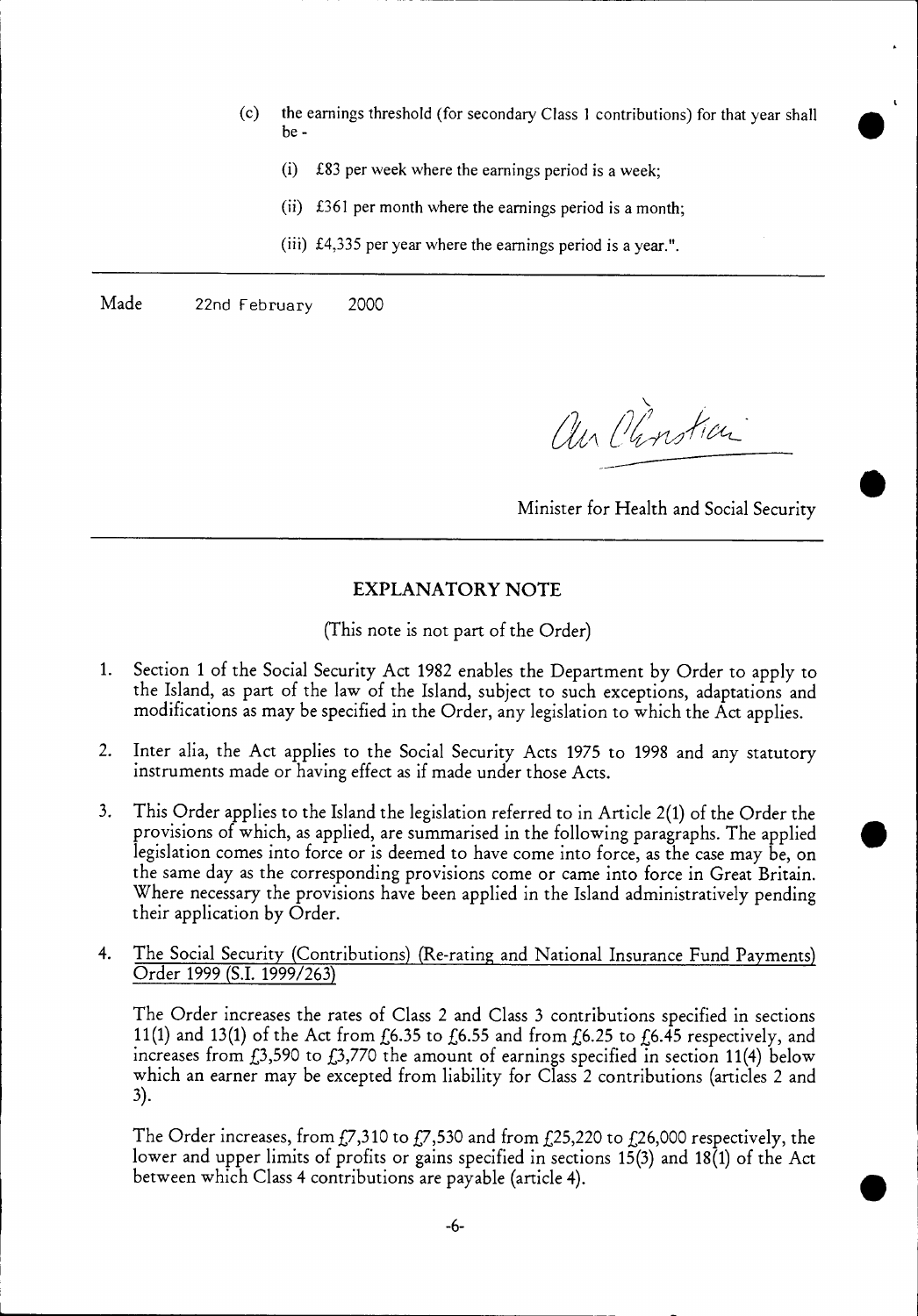(c) the earnings threshold (for secondary Class 1 contributions) for that year shall be -

(i) £83 per week where the earnings period is a week;

(ii) £361 per month where the earnings period is a month;

(iii) £4,335 per year where the earnings period is a year.".

---

Made 22nd February 2000

*Alan Christian*

Minister for Health and Social Security

---

## EXPLANATORY NOTE

(This note is not part of the Order)

1. Section 1 of the Social Security Act 1982 enables the Department by Order to apply to the Island, as part of the law of the Island, subject to such exceptions, adaptations and modifications as may be specified in the Order, any legislation to which the Act applies.

2. Inter alia, the Act applies to the Social Security Acts 1975 to 1998 and any statutory instruments made or having effect as if made under those Acts.

3. This Order applies to the Island the legislation referred to in Article 2(1) of the Order the provisions of which, as applied, are summarised in the following paragraphs. The applied legislation comes into force or is deemed to have come into force, as the case may be, on the same day as the corresponding provisions come or came into force in Great Britain. Where necessary the provisions have been applied in the Island administratively pending their application by Order.

4. The Social Security (Contributions) (Re-rating and National Insurance Fund Payments) Order 1999 (S.I. 1999/263)

   The Order increases the rates of Class 2 and Class 3 contributions specified in sections 11(1) and 13(1) of the Act from £6.35 to £6.55 and from £6.25 to £6.45 respectively, and increases from £3,590 to £3,770 the amount of earnings specified in section 11(4) below which an earner may be excepted from liability for Class 2 contributions (articles 2 and 3).

   The Order increases, from £7,310 to £7,530 and from £25,220 to £26,000 respectively, the lower and upper limits of profits or gains specified in sections 15(3) and 18(1) of the Act between which Class 4 contributions are payable (article 4).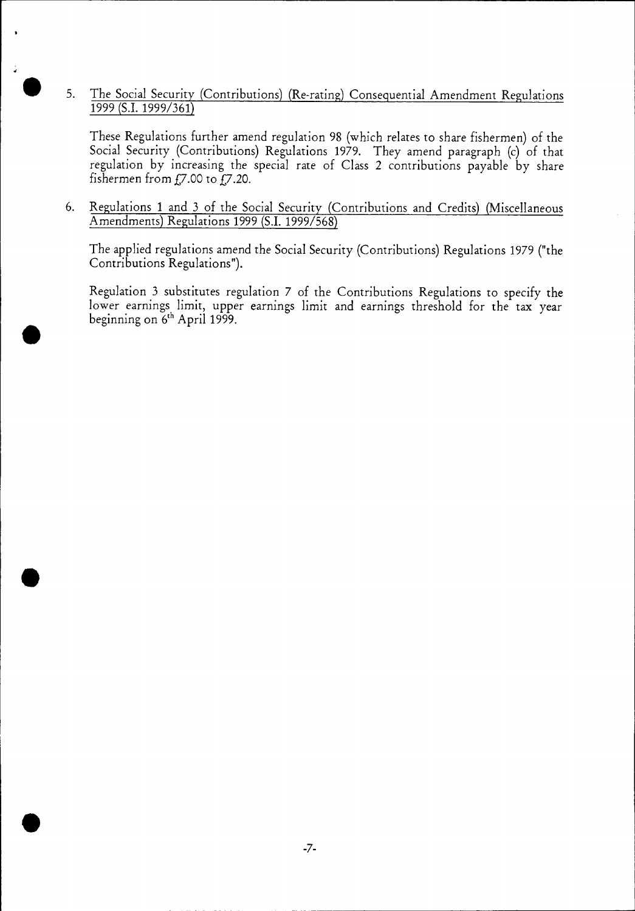5. <u>The Social Security (Contributions) (Re-rating) Consequential Amendment Regulations 1999 (S.I. 1999/361)</u>

   These Regulations further amend regulation 98 (which relates to share fishermen) of the Social Security (Contributions) Regulations 1979. They amend paragraph (c) of that regulation by increasing the special rate of Class 2 contributions payable by share fishermen from £7.00 to £7.20.

6. <u>Regulations 1 and 3 of the Social Security (Contributions and Credits) (Miscellaneous Amendments) Regulations 1999 (S.I. 1999/568)</u>

   The applied regulations amend the Social Security (Contributions) Regulations 1979 ("the Contributions Regulations").

   Regulation 3 substitutes regulation 7 of the Contributions Regulations to specify the lower earnings limit, upper earnings limit and earnings threshold for the tax year beginning on 6th April 1999.